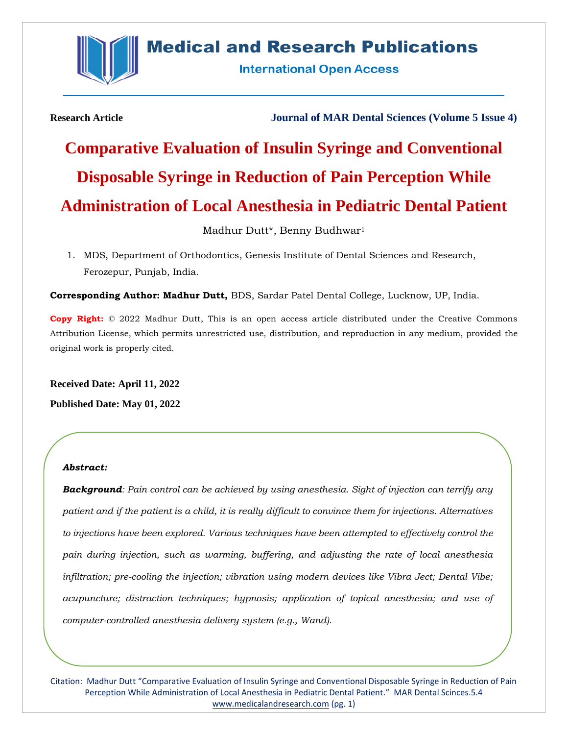**Research Article** **Journal of MAR Dental Sciences (Volume 5 Issue 4)**

# Comparative Evaluation of Insulin Syringe and Conventional Disposable Syringe in Reduction of Pain Perception While Administration of Local Anesthesia in Pediatric Dental Patient

Madhur Dutt*, Benny Budhwar[1]

1. MDS, Department of Orthodontics, Genesis Institute of Dental Sciences and Research, Ferozepur, Punjab, India.

**Corresponding Author: Madhur Dutt,** BDS, Sardar Patel Dental College, Lucknow, UP, India.

**Copy Right:** © 2022 Madhur Dutt, This is an open access article distributed under the Creative Commons Attribution License, which permits unrestricted use, distribution, and reproduction in any medium, provided the original work is properly cited.

**Received Date: April 11, 2022**

**Published Date: May 01, 2022**

***Abstract:***

***Background****: Pain control can be achieved by using anesthesia. Sight of injection can terrify any patient and if the patient is a child, it is really difficult to convince them for injections. Alternatives to injections have been explored. Various techniques have been attempted to effectively control the pain during injection, such as warming, buffering, and adjusting the rate of local anesthesia infiltration; pre-cooling the injection; vibration using modern devices like Vibra Ject; Dental Vibe; acupuncture; distraction techniques; hypnosis; application of topical anesthesia; and use of computer-controlled anesthesia delivery system (e.g., Wand).*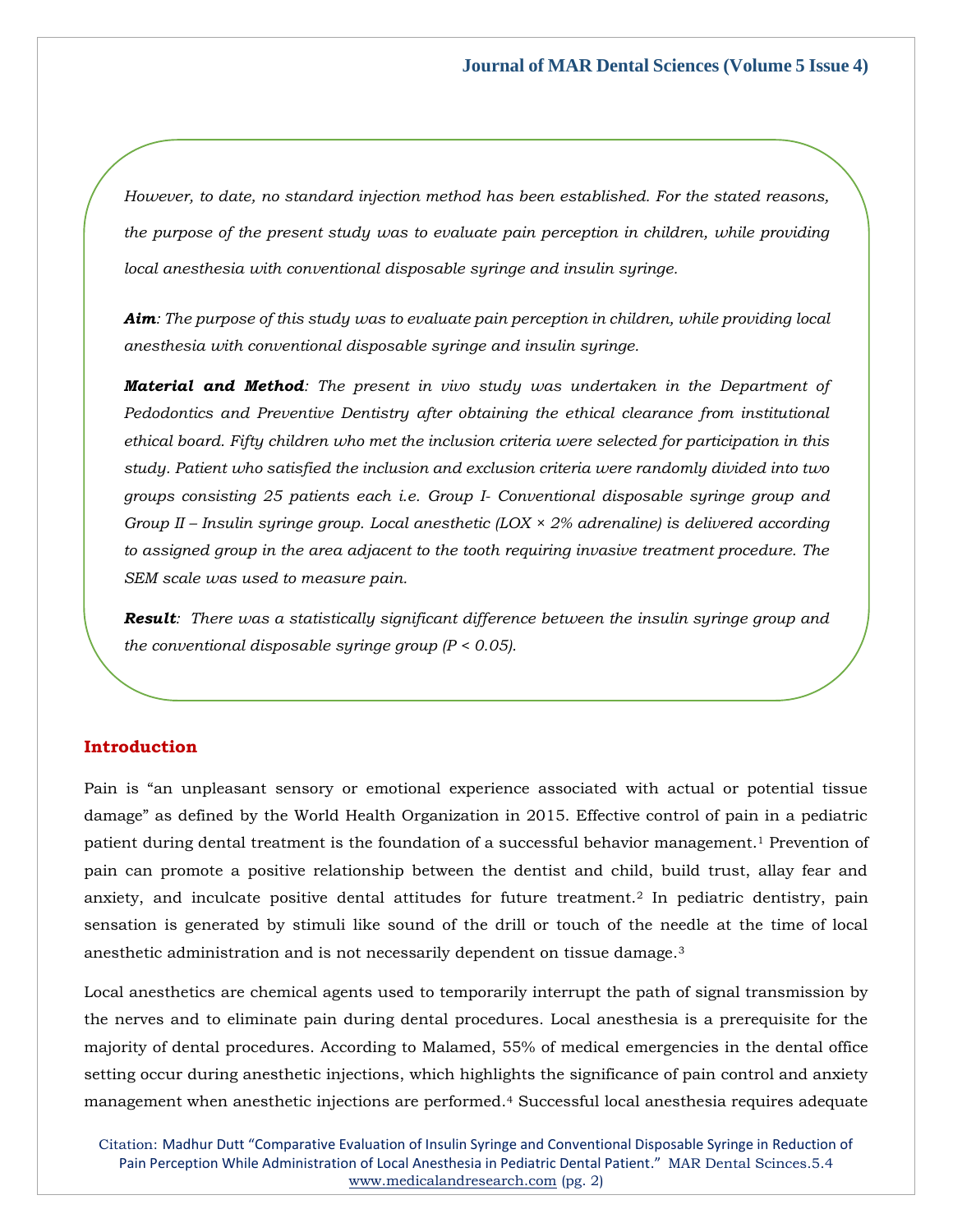*However, to date, no standard injection method has been established. For the stated reasons, the purpose of the present study was to evaluate pain perception in children, while providing local anesthesia with conventional disposable syringe and insulin syringe.*

***Aim**: The purpose of this study was to evaluate pain perception in children, while providing local anesthesia with conventional disposable syringe and insulin syringe.*

***Material and Method**: The present in vivo study was undertaken in the Department of Pedodontics and Preventive Dentistry after obtaining the ethical clearance from institutional ethical board. Fifty children who met the inclusion criteria were selected for participation in this study. Patient who satisfied the inclusion and exclusion criteria were randomly divided into two groups consisting 25 patients each i.e. Group I- Conventional disposable syringe group and Group II – Insulin syringe group. Local anesthetic (LOX × 2% adrenaline) is delivered according to assigned group in the area adjacent to the tooth requiring invasive treatment procedure. The SEM scale was used to measure pain.*

***Result**: There was a statistically significant difference between the insulin syringe group and the conventional disposable syringe group ($P < 0.05$).*

## Introduction

Pain is "an unpleasant sensory or emotional experience associated with actual or potential tissue damage" as defined by the World Health Organization in 2015. Effective control of pain in a pediatric patient during dental treatment is the foundation of a successful behavior management.[1] Prevention of pain can promote a positive relationship between the dentist and child, build trust, allay fear and anxiety, and inculcate positive dental attitudes for future treatment.[2] In pediatric dentistry, pain sensation is generated by stimuli like sound of the drill or touch of the needle at the time of local anesthetic administration and is not necessarily dependent on tissue damage.[3]

Local anesthetics are chemical agents used to temporarily interrupt the path of signal transmission by the nerves and to eliminate pain during dental procedures. Local anesthesia is a prerequisite for the majority of dental procedures. According to Malamed, 55% of medical emergencies in the dental office setting occur during anesthetic injections, which highlights the significance of pain control and anxiety management when anesthetic injections are performed.[4] Successful local anesthesia requires adequate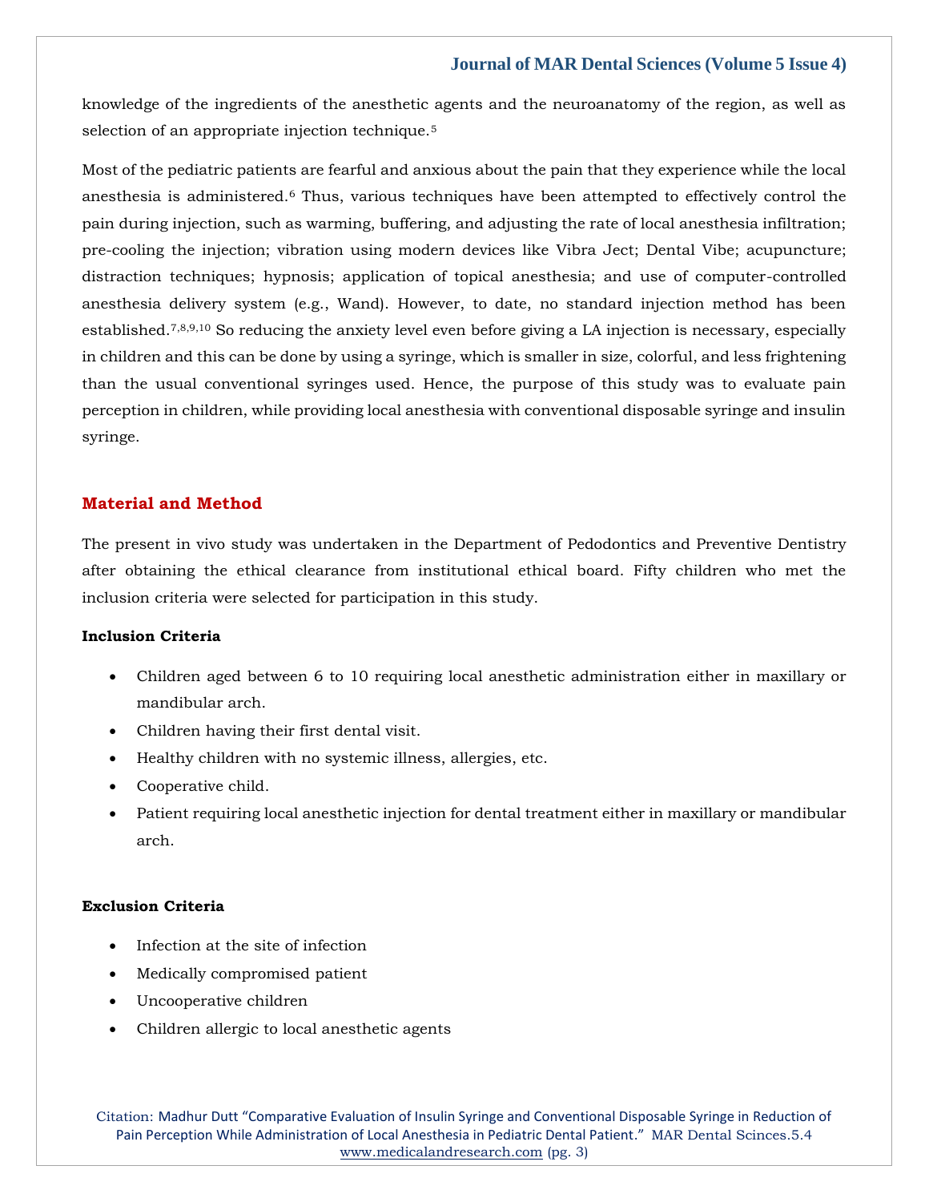knowledge of the ingredients of the anesthetic agents and the neuroanatomy of the region, as well as selection of an appropriate injection technique.[5]

Most of the pediatric patients are fearful and anxious about the pain that they experience while the local anesthesia is administered.[6] Thus, various techniques have been attempted to effectively control the pain during injection, such as warming, buffering, and adjusting the rate of local anesthesia infiltration; pre-cooling the injection; vibration using modern devices like Vibra Ject; Dental Vibe; acupuncture; distraction techniques; hypnosis; application of topical anesthesia; and use of computer-controlled anesthesia delivery system (e.g., Wand). However, to date, no standard injection method has been established.[7,8,9,10] So reducing the anxiety level even before giving a LA injection is necessary, especially in children and this can be done by using a syringe, which is smaller in size, colorful, and less frightening than the usual conventional syringes used. Hence, the purpose of this study was to evaluate pain perception in children, while providing local anesthesia with conventional disposable syringe and insulin syringe.

## Material and Method

The present in vivo study was undertaken in the Department of Pedodontics and Preventive Dentistry after obtaining the ethical clearance from institutional ethical board. Fifty children who met the inclusion criteria were selected for participation in this study.

### Inclusion Criteria

- Children aged between 6 to 10 requiring local anesthetic administration either in maxillary or mandibular arch.
- Children having their first dental visit.
- Healthy children with no systemic illness, allergies, etc.
- Cooperative child.
- Patient requiring local anesthetic injection for dental treatment either in maxillary or mandibular arch.

### Exclusion Criteria

- Infection at the site of infection
- Medically compromised patient
- Uncooperative children
- Children allergic to local anesthetic agents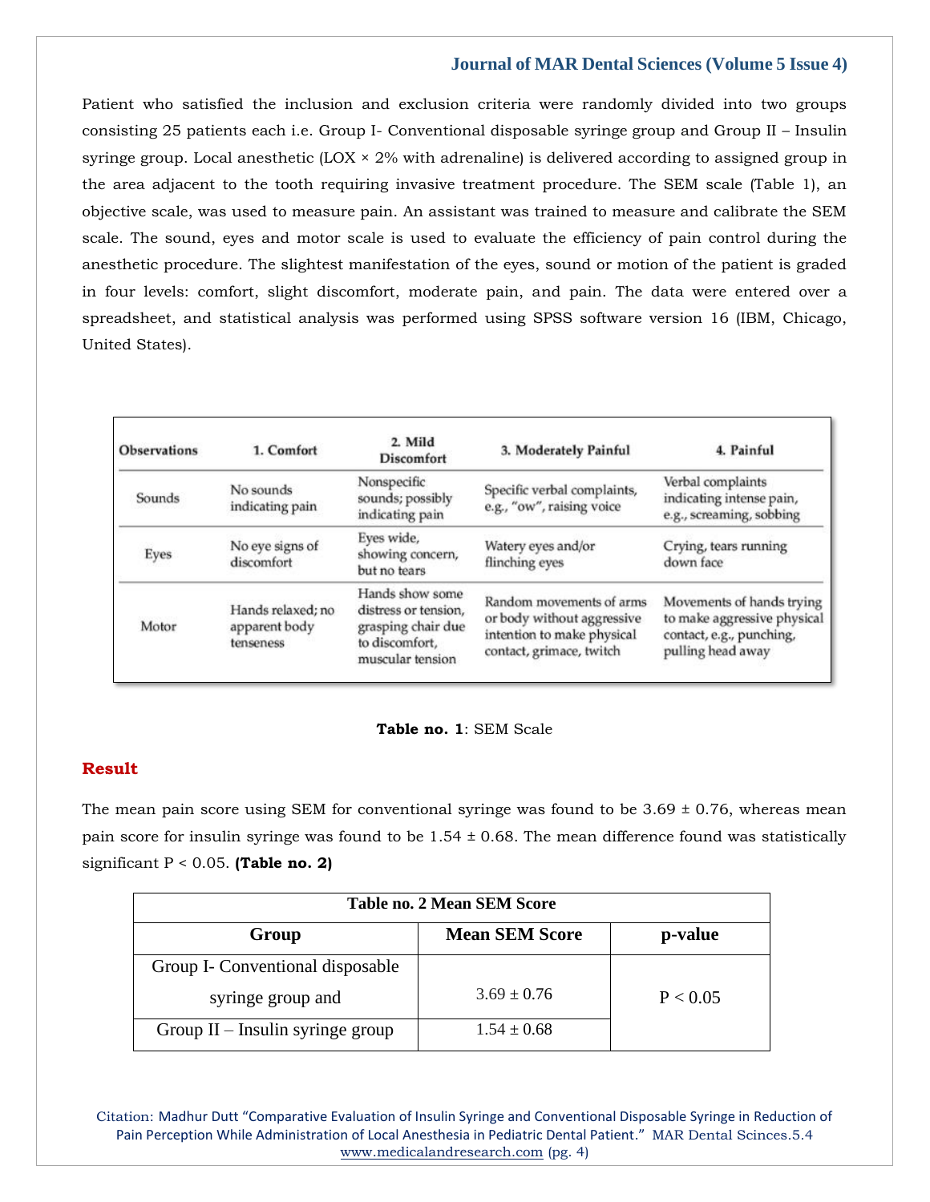Patient who satisfied the inclusion and exclusion criteria were randomly divided into two groups consisting 25 patients each i.e. Group I- Conventional disposable syringe group and Group II – Insulin syringe group. Local anesthetic (LOX × 2% with adrenaline) is delivered according to assigned group in the area adjacent to the tooth requiring invasive treatment procedure. The SEM scale (Table 1), an objective scale, was used to measure pain. An assistant was trained to measure and calibrate the SEM scale. The sound, eyes and motor scale is used to evaluate the efficiency of pain control during the anesthetic procedure. The slightest manifestation of the eyes, sound or motion of the patient is graded in four levels: comfort, slight discomfort, moderate pain, and pain. The data were entered over a spreadsheet, and statistical analysis was performed using SPSS software version 16 (IBM, Chicago, United States).

| Observations | 1. Comfort | 2. Mild Discomfort | 3. Moderately Painful | 4. Painful |
|---|---|---|---|---|
| Sounds | No sounds indicating pain | Nonspecific sounds; possibly indicating pain | Specific verbal complaints, e.g., "ow", raising voice | Verbal complaints indicating intense pain, e.g., screaming, sobbing |
| Eyes | No eye signs of discomfort | Eyes wide, showing concern, but no tears | Watery eyes and/or flinching eyes | Crying, tears running down face |
| Motor | Hands relaxed; no apparent body tenseness | Hands show some distress or tension, grasping chair due to discomfort, muscular tension | Random movements of arms or body without aggressive intention to make physical contact, grimace, twitch | Movements of hands trying to make aggressive physical contact, e.g., punching, pulling head away |

**Table no. 1**: SEM Scale

## Result

The mean pain score using SEM for conventional syringe was found to be 3.69 ± 0.76, whereas mean pain score for insulin syringe was found to be 1.54 ± 0.68. The mean difference found was statistically significant $P < 0.05$. **(Table no. 2)**

**Table no. 2 Mean SEM Score**

| Group | Mean SEM Score | p-value |
|---|---|---|
| Group I- Conventional disposable syringe group and | 3.69 ± 0.76 | $P < 0.05$ |
| Group II – Insulin syringe group | 1.54 ± 0.68 | |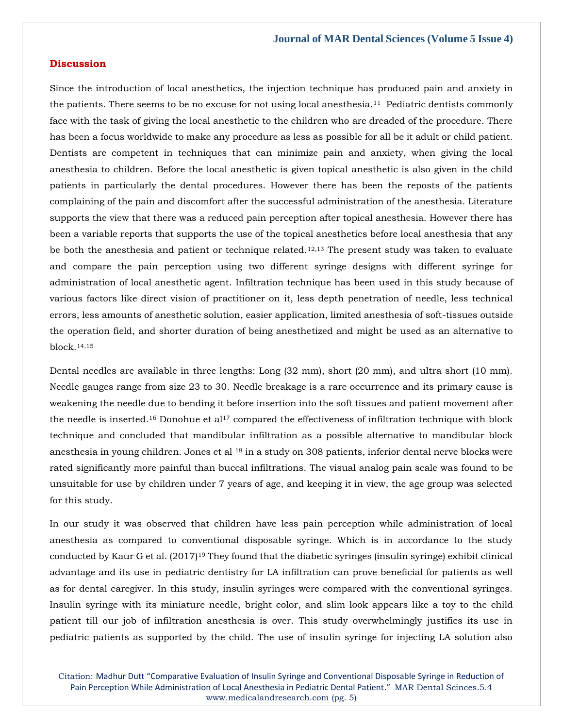## Discussion

Since the introduction of local anesthetics, the injection technique has produced pain and anxiety in the patients. There seems to be no excuse for not using local anesthesia.[11] Pediatric dentists commonly face with the task of giving the local anesthetic to the children who are dreaded of the procedure. There has been a focus worldwide to make any procedure as less as possible for all be it adult or child patient. Dentists are competent in techniques that can minimize pain and anxiety, when giving the local anesthesia to children. Before the local anesthetic is given topical anesthetic is also given in the child patients in particularly the dental procedures. However there has been the reposts of the patients complaining of the pain and discomfort after the successful administration of the anesthesia. Literature supports the view that there was a reduced pain perception after topical anesthesia. However there has been a variable reports that supports the use of the topical anesthetics before local anesthesia that any be both the anesthesia and patient or technique related.[12,13] The present study was taken to evaluate and compare the pain perception using two different syringe designs with different syringe for administration of local anesthetic agent. Infiltration technique has been used in this study because of various factors like direct vision of practitioner on it, less depth penetration of needle, less technical errors, less amounts of anesthetic solution, easier application, limited anesthesia of soft-tissues outside the operation field, and shorter duration of being anesthetized and might be used as an alternative to block.[14,15]

Dental needles are available in three lengths: Long (32 mm), short (20 mm), and ultra short (10 mm). Needle gauges range from size 23 to 30. Needle breakage is a rare occurrence and its primary cause is weakening the needle due to bending it before insertion into the soft tissues and patient movement after the needle is inserted.[16] Donohue et al[17] compared the effectiveness of infiltration technique with block technique and concluded that mandibular infiltration as a possible alternative to mandibular block anesthesia in young children. Jones et al [18] in a study on 308 patients, inferior dental nerve blocks were rated significantly more painful than buccal infiltrations. The visual analog pain scale was found to be unsuitable for use by children under 7 years of age, and keeping it in view, the age group was selected for this study.

In our study it was observed that children have less pain perception while administration of local anesthesia as compared to conventional disposable syringe. Which is in accordance to the study conducted by Kaur G et al. (2017)[19] They found that the diabetic syringes (insulin syringe) exhibit clinical advantage and its use in pediatric dentistry for LA infiltration can prove beneficial for patients as well as for dental caregiver. In this study, insulin syringes were compared with the conventional syringes. Insulin syringe with its miniature needle, bright color, and slim look appears like a toy to the child patient till our job of infiltration anesthesia is over. This study overwhelmingly justifies its use in pediatric patients as supported by the child. The use of insulin syringe for injecting LA solution also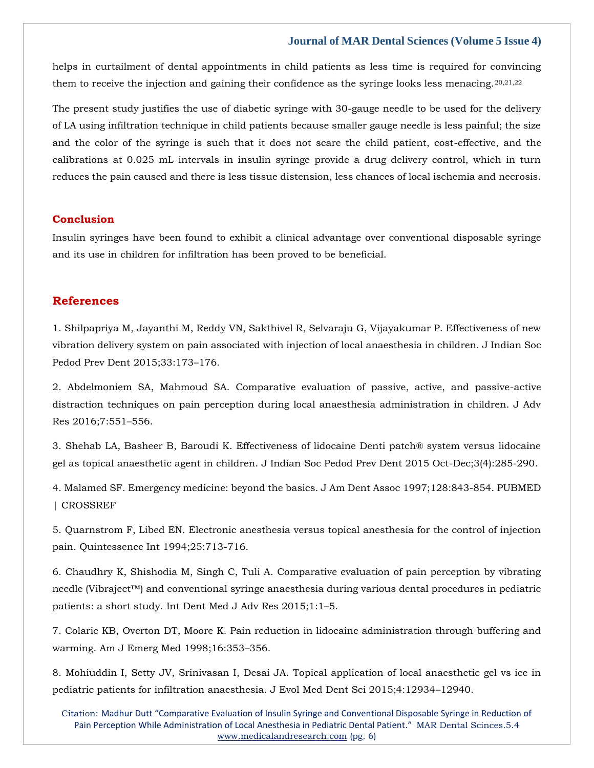helps in curtailment of dental appointments in child patients as less time is required for convincing them to receive the injection and gaining their confidence as the syringe looks less menacing.[20,21,22]

The present study justifies the use of diabetic syringe with 30-gauge needle to be used for the delivery of LA using infiltration technique in child patients because smaller gauge needle is less painful; the size and the color of the syringe is such that it does not scare the child patient, cost-effective, and the calibrations at 0.025 mL intervals in insulin syringe provide a drug delivery control, which in turn reduces the pain caused and there is less tissue distension, less chances of local ischemia and necrosis.

## Conclusion

Insulin syringes have been found to exhibit a clinical advantage over conventional disposable syringe and its use in children for infiltration has been proved to be beneficial.

## References

1. Shilpapriya M, Jayanthi M, Reddy VN, Sakthivel R, Selvaraju G, Vijayakumar P. Effectiveness of new vibration delivery system on pain associated with injection of local anaesthesia in children. J Indian Soc Pedod Prev Dent 2015;33:173–176.

2. Abdelmoniem SA, Mahmoud SA. Comparative evaluation of passive, active, and passive-active distraction techniques on pain perception during local anaesthesia administration in children. J Adv Res 2016;7:551–556.

3. Shehab LA, Basheer B, Baroudi K. Effectiveness of lidocaine Denti patch® system versus lidocaine gel as topical anaesthetic agent in children. J Indian Soc Pedod Prev Dent 2015 Oct-Dec;3(4):285-290.

4. Malamed SF. Emergency medicine: beyond the basics. J Am Dent Assoc 1997;128:843-854. PUBMED | CROSSREF

5. Quarnstrom F, Libed EN. Electronic anesthesia versus topical anesthesia for the control of injection pain. Quintessence Int 1994;25:713-716.

6. Chaudhry K, Shishodia M, Singh C, Tuli A. Comparative evaluation of pain perception by vibrating needle (Vibraject™) and conventional syringe anaesthesia during various dental procedures in pediatric patients: a short study. Int Dent Med J Adv Res 2015;1:1–5.

7. Colaric KB, Overton DT, Moore K. Pain reduction in lidocaine administration through buffering and warming. Am J Emerg Med 1998;16:353–356.

8. Mohiuddin I, Setty JV, Srinivasan I, Desai JA. Topical application of local anaesthetic gel vs ice in pediatric patients for infiltration anaesthesia. J Evol Med Dent Sci 2015;4:12934–12940.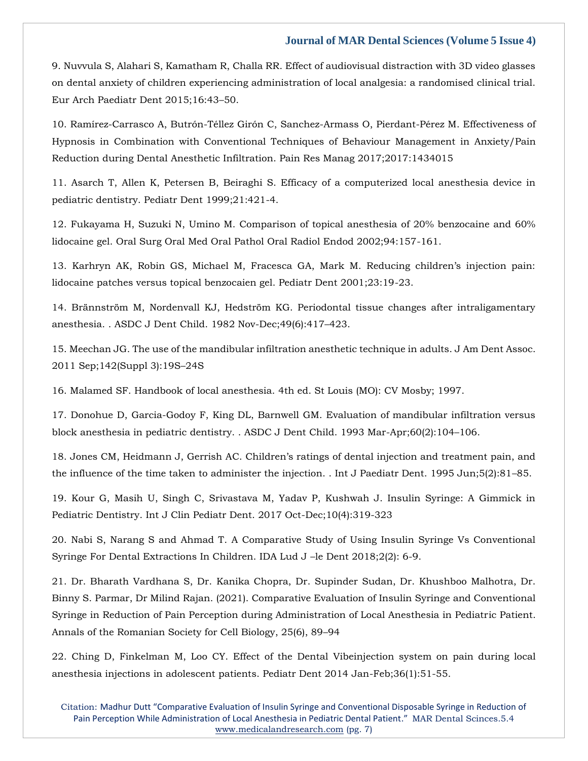9. Nuvvula S, Alahari S, Kamatham R, Challa RR. Effect of audiovisual distraction with 3D video glasses on dental anxiety of children experiencing administration of local analgesia: a randomised clinical trial. Eur Arch Paediatr Dent 2015;16:43–50.

10. Ramírez-Carrasco A, Butrón-Téllez Girón C, Sanchez-Armass O, Pierdant-Pérez M. Effectiveness of Hypnosis in Combination with Conventional Techniques of Behaviour Management in Anxiety/Pain Reduction during Dental Anesthetic Infiltration. Pain Res Manag 2017;2017:1434015

11. Asarch T, Allen K, Petersen B, Beiraghi S. Efficacy of a computerized local anesthesia device in pediatric dentistry. Pediatr Dent 1999;21:421-4.

12. Fukayama H, Suzuki N, Umino M. Comparison of topical anesthesia of 20% benzocaine and 60% lidocaine gel. Oral Surg Oral Med Oral Pathol Oral Radiol Endod 2002;94:157-161.

13. Karhryn AK, Robin GS, Michael M, Fracesca GA, Mark M. Reducing children's injection pain: lidocaine patches versus topical benzocaien gel. Pediatr Dent 2001;23:19-23.

14. Brännström M, Nordenvall KJ, Hedström KG. Periodontal tissue changes after intraligamentary anesthesia. . ASDC J Dent Child. 1982 Nov-Dec;49(6):417–423.

15. Meechan JG. The use of the mandibular infiltration anesthetic technique in adults. J Am Dent Assoc. 2011 Sep;142(Suppl 3):19S–24S

16. Malamed SF. Handbook of local anesthesia. 4th ed. St Louis (MO): CV Mosby; 1997.

17. Donohue D, Garcia-Godoy F, King DL, Barnwell GM. Evaluation of mandibular infiltration versus block anesthesia in pediatric dentistry. . ASDC J Dent Child. 1993 Mar-Apr;60(2):104–106.

18. Jones CM, Heidmann J, Gerrish AC. Children's ratings of dental injection and treatment pain, and the influence of the time taken to administer the injection. . Int J Paediatr Dent. 1995 Jun;5(2):81–85.

19. Kour G, Masih U, Singh C, Srivastava M, Yadav P, Kushwah J. Insulin Syringe: A Gimmick in Pediatric Dentistry. Int J Clin Pediatr Dent. 2017 Oct-Dec;10(4):319-323

20. Nabi S, Narang S and Ahmad T. A Comparative Study of Using Insulin Syringe Vs Conventional Syringe For Dental Extractions In Children. IDA Lud J –le Dent 2018;2(2): 6-9.

21. Dr. Bharath Vardhana S, Dr. Kanika Chopra, Dr. Supinder Sudan, Dr. Khushboo Malhotra, Dr. Binny S. Parmar, Dr Milind Rajan. (2021). Comparative Evaluation of Insulin Syringe and Conventional Syringe in Reduction of Pain Perception during Administration of Local Anesthesia in Pediatric Patient. Annals of the Romanian Society for Cell Biology, 25(6), 89–94

22. Ching D, Finkelman M, Loo CY. Effect of the Dental Vibeinjection system on pain during local anesthesia injections in adolescent patients. Pediatr Dent 2014 Jan-Feb;36(1):51-55.